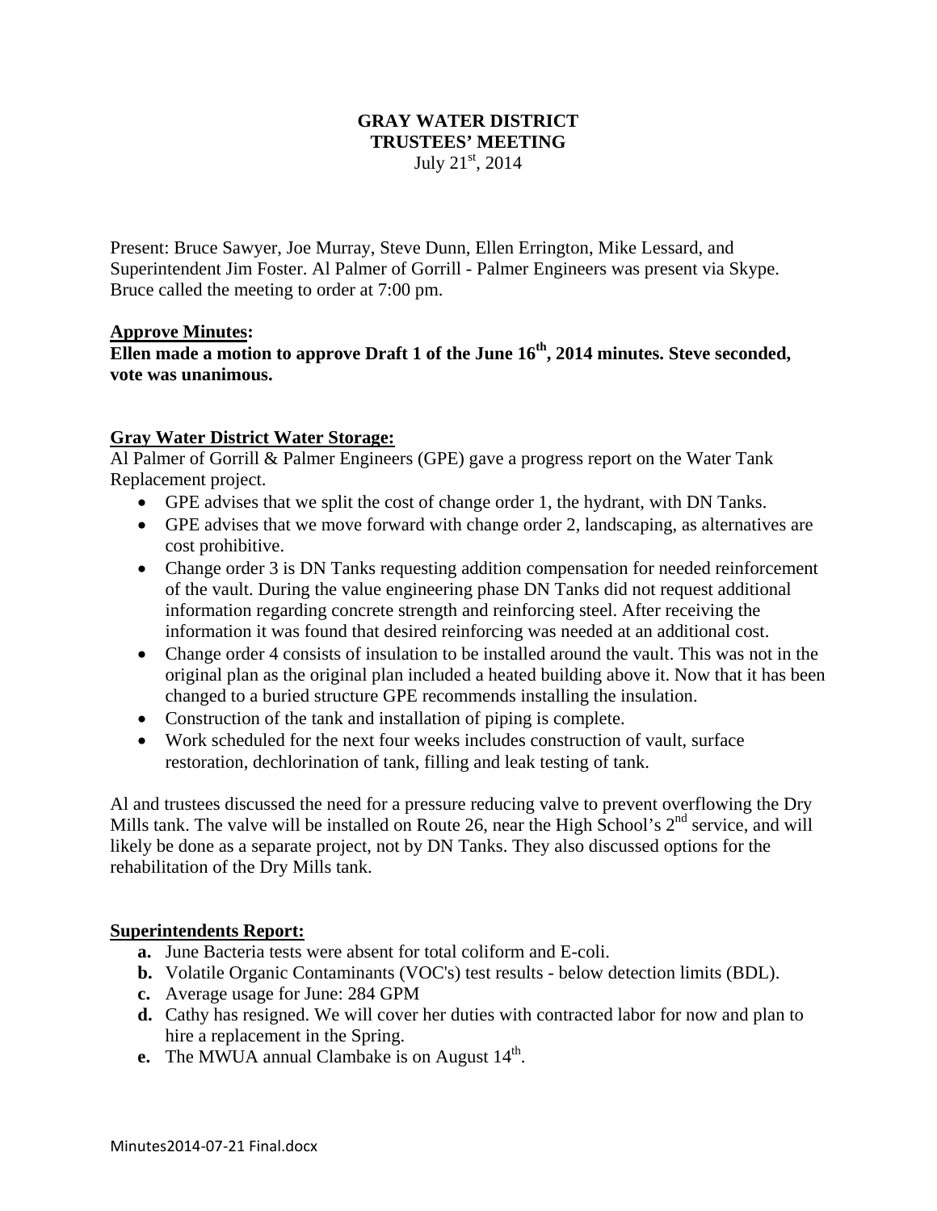# GRAY WATER DISTRICT
# TRUSTEES' MEETING
July 21st, 2014

Present: Bruce Sawyer, Joe Murray, Steve Dunn, Ellen Errington, Mike Lessard, and Superintendent Jim Foster. Al Palmer of Gorrill - Palmer Engineers was present via Skype. Bruce called the meeting to order at 7:00 pm.

**Approve Minutes:**

**Ellen made a motion to approve Draft 1 of the June 16th, 2014 minutes. Steve seconded, vote was unanimous.**

**Gray Water District Water Storage:**

Al Palmer of Gorrill & Palmer Engineers (GPE) gave a progress report on the Water Tank Replacement project.

- GPE advises that we split the cost of change order 1, the hydrant, with DN Tanks.
- GPE advises that we move forward with change order 2, landscaping, as alternatives are cost prohibitive.
- Change order 3 is DN Tanks requesting addition compensation for needed reinforcement of the vault. During the value engineering phase DN Tanks did not request additional information regarding concrete strength and reinforcing steel. After receiving the information it was found that desired reinforcing was needed at an additional cost.
- Change order 4 consists of insulation to be installed around the vault. This was not in the original plan as the original plan included a heated building above it. Now that it has been changed to a buried structure GPE recommends installing the insulation.
- Construction of the tank and installation of piping is complete.
- Work scheduled for the next four weeks includes construction of vault, surface restoration, dechlorination of tank, filling and leak testing of tank.

Al and trustees discussed the need for a pressure reducing valve to prevent overflowing the Dry Mills tank. The valve will be installed on Route 26, near the High School's 2nd service, and will likely be done as a separate project, not by DN Tanks. They also discussed options for the rehabilitation of the Dry Mills tank.

**Superintendents Report:**

- **a.** June Bacteria tests were absent for total coliform and E-coli.
- **b.** Volatile Organic Contaminants (VOC's) test results - below detection limits (BDL).
- **c.** Average usage for June: 284 GPM
- **d.** Cathy has resigned. We will cover her duties with contracted labor for now and plan to hire a replacement in the Spring.
- **e.** The MWUA annual Clambake is on August 14th.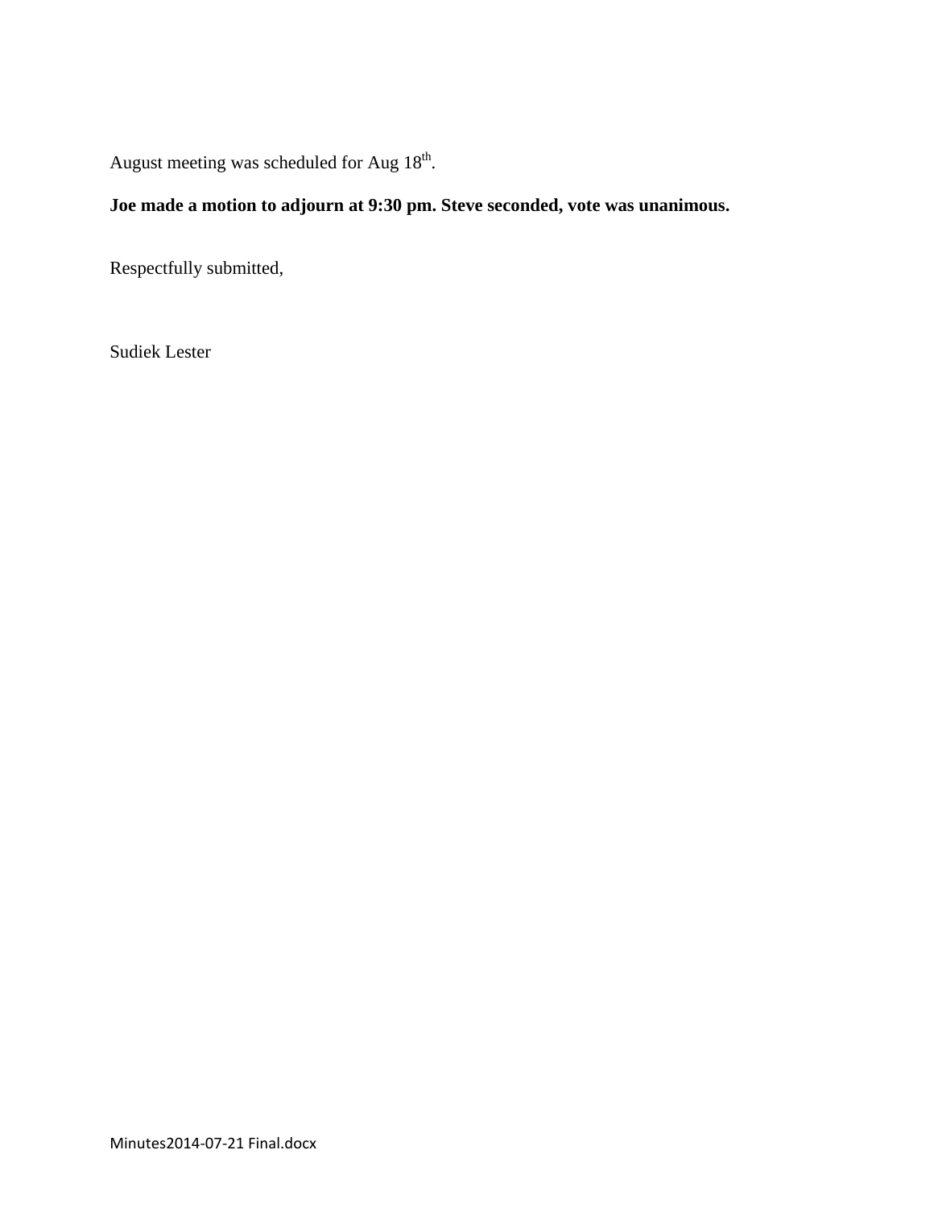August meeting was scheduled for Aug 18th.

**Joe made a motion to adjourn at 9:30 pm. Steve seconded, vote was unanimous.**

Respectfully submitted,

Sudiek Lester